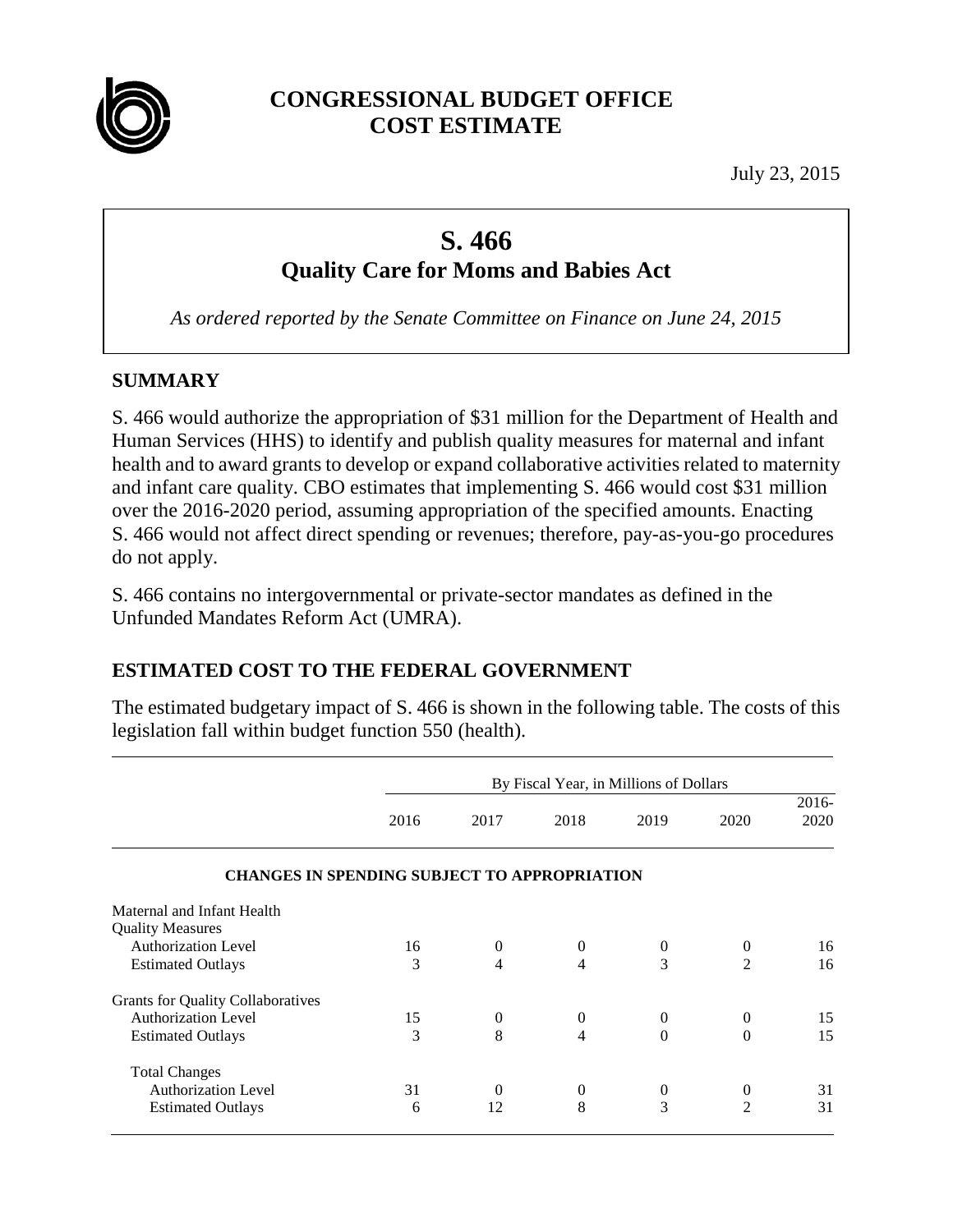# CONGRESSIONAL BUDGET OFFICE
# COST ESTIMATE

July 23, 2015

## S. 466
## Quality Care for Moms and Babies Act

*As ordered reported by the Senate Committee on Finance on June 24, 2015*

## SUMMARY

S. 466 would authorize the appropriation of $31 million for the Department of Health and Human Services (HHS) to identify and publish quality measures for maternal and infant health and to award grants to develop or expand collaborative activities related to maternity and infant care quality. CBO estimates that implementing S. 466 would cost $31 million over the 2016-2020 period, assuming appropriation of the specified amounts. Enacting S. 466 would not affect direct spending or revenues; therefore, pay-as-you-go procedures do not apply.

S. 466 contains no intergovernmental or private-sector mandates as defined in the Unfunded Mandates Reform Act (UMRA).

## ESTIMATED COST TO THE FEDERAL GOVERNMENT

The estimated budgetary impact of S. 466 is shown in the following table. The costs of this legislation fall within budget function 550 (health).

| | By Fiscal Year, in Millions of Dollars | | | | | |
|---|---|---|---|---|---|---|
| | 2016 | 2017 | 2018 | 2019 | 2020 | 2016-2020 |
| **CHANGES IN SPENDING SUBJECT TO APPROPRIATION** | | | | | | |
| Maternal and Infant Health Quality Measures | | | | | | |
| Authorization Level | 16 | 0 | 0 | 0 | 0 | 16 |
| Estimated Outlays | 3 | 4 | 4 | 3 | 2 | 16 |
| Grants for Quality Collaboratives | | | | | | |
| Authorization Level | 15 | 0 | 0 | 0 | 0 | 15 |
| Estimated Outlays | 3 | 8 | 4 | 0 | 0 | 15 |
| Total Changes | | | | | | |
| Authorization Level | 31 | 0 | 0 | 0 | 0 | 31 |
| Estimated Outlays | 6 | 12 | 8 | 3 | 2 | 31 |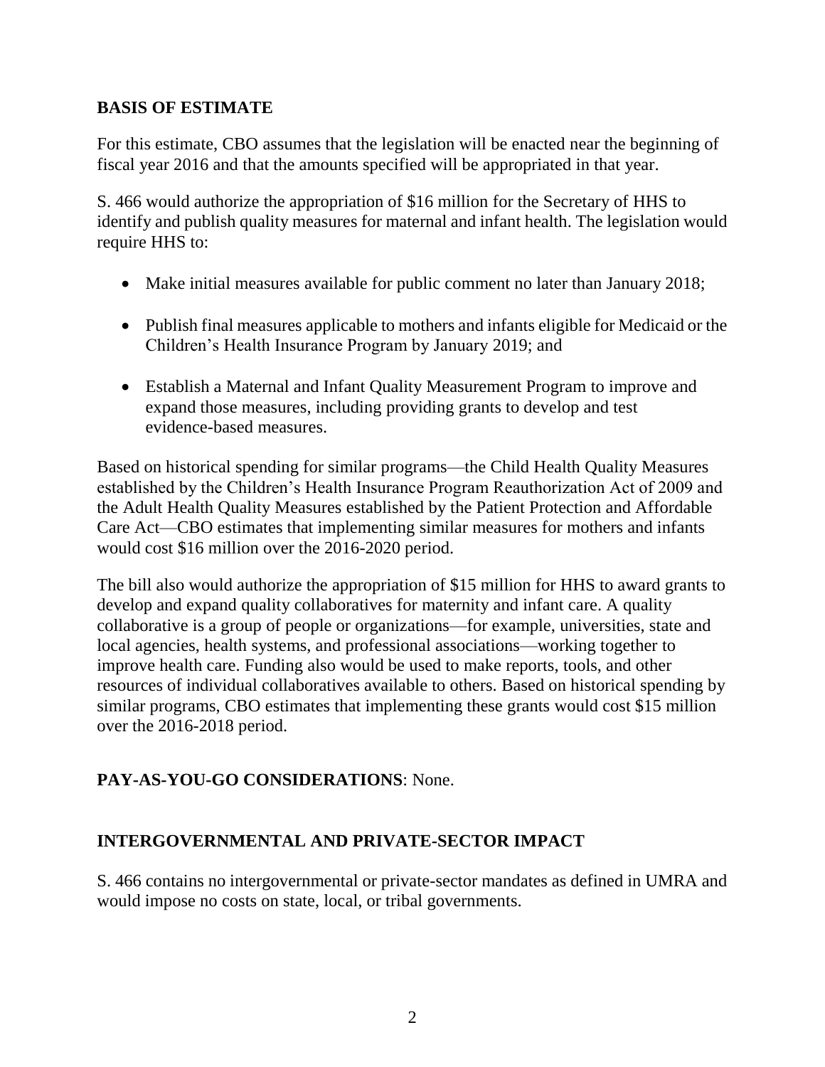## BASIS OF ESTIMATE

For this estimate, CBO assumes that the legislation will be enacted near the beginning of fiscal year 2016 and that the amounts specified will be appropriated in that year.

S. 466 would authorize the appropriation of $16 million for the Secretary of HHS to identify and publish quality measures for maternal and infant health. The legislation would require HHS to:

- Make initial measures available for public comment no later than January 2018;
- Publish final measures applicable to mothers and infants eligible for Medicaid or the Children's Health Insurance Program by January 2019; and
- Establish a Maternal and Infant Quality Measurement Program to improve and expand those measures, including providing grants to develop and test evidence-based measures.

Based on historical spending for similar programs—the Child Health Quality Measures established by the Children's Health Insurance Program Reauthorization Act of 2009 and the Adult Health Quality Measures established by the Patient Protection and Affordable Care Act—CBO estimates that implementing similar measures for mothers and infants would cost $16 million over the 2016-2020 period.

The bill also would authorize the appropriation of $15 million for HHS to award grants to develop and expand quality collaboratives for maternity and infant care. A quality collaborative is a group of people or organizations—for example, universities, state and local agencies, health systems, and professional associations—working together to improve health care. Funding also would be used to make reports, tools, and other resources of individual collaboratives available to others. Based on historical spending by similar programs, CBO estimates that implementing these grants would cost $15 million over the 2016-2018 period.

## PAY-AS-YOU-GO CONSIDERATIONS: None.

## INTERGOVERNMENTAL AND PRIVATE-SECTOR IMPACT

S. 466 contains no intergovernmental or private-sector mandates as defined in UMRA and would impose no costs on state, local, or tribal governments.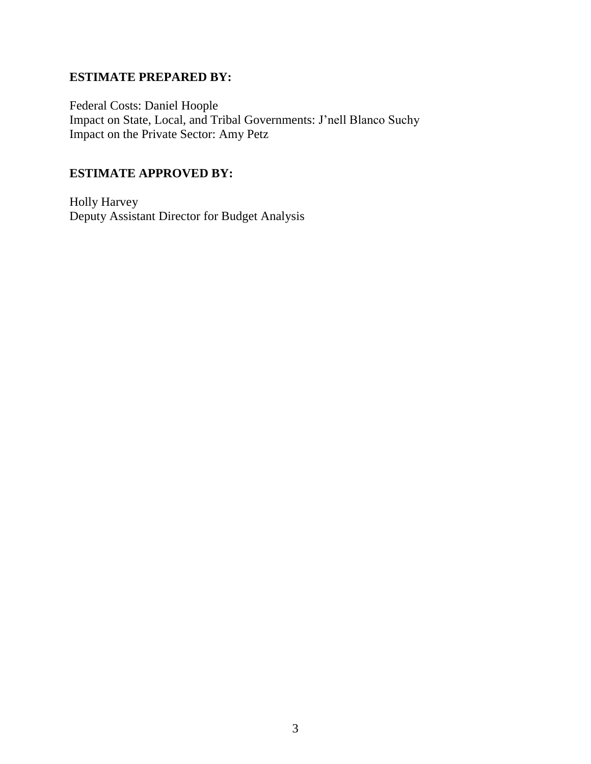## ESTIMATE PREPARED BY:

Federal Costs: Daniel Hoople
Impact on State, Local, and Tribal Governments: J'nell Blanco Suchy
Impact on the Private Sector: Amy Petz

## ESTIMATE APPROVED BY:

Holly Harvey
Deputy Assistant Director for Budget Analysis